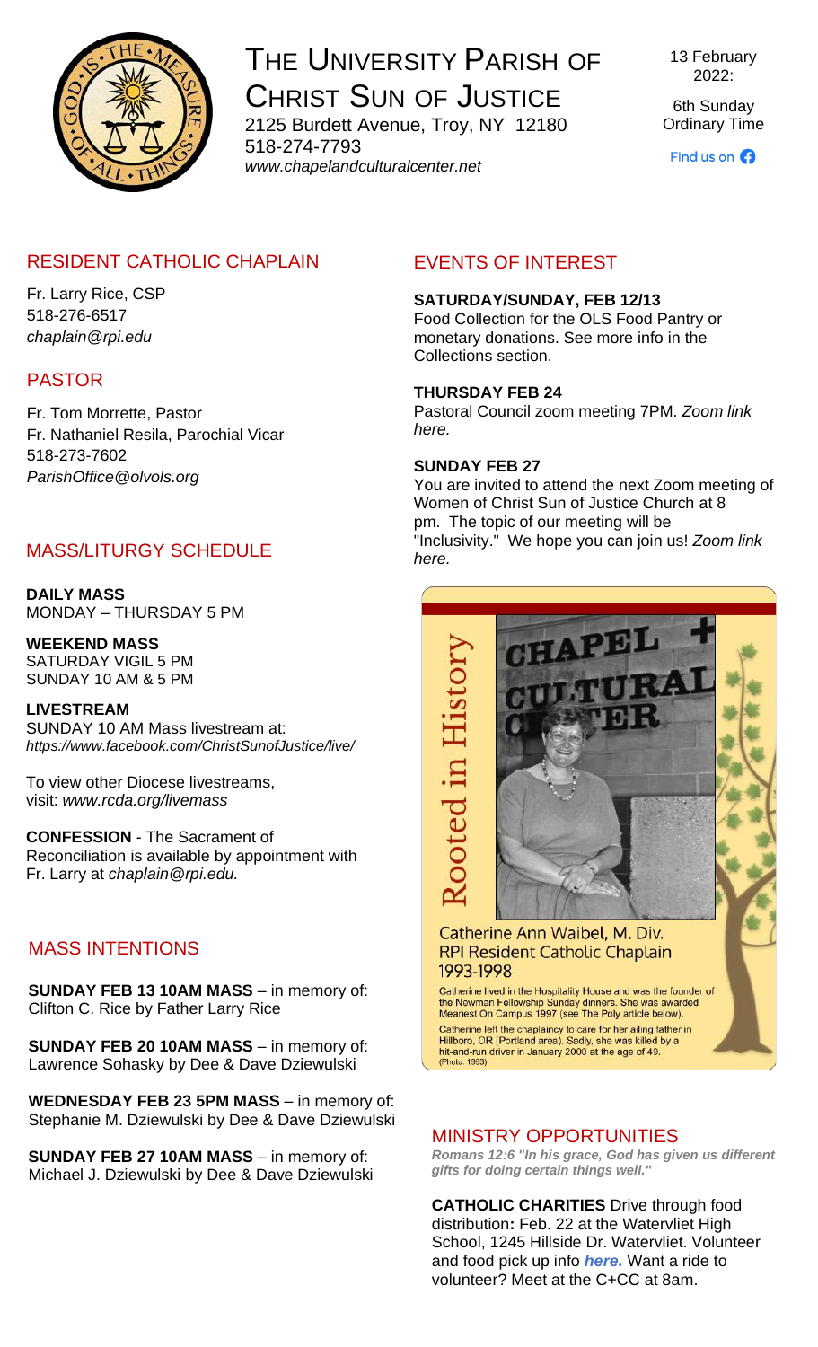# THE UNIVERSITY PARISH OF CHRIST SUN OF JUSTICE

2125 Burdett Avenue, Troy, NY 12180
518-274-7793
*www.chapelandculturalcenter.net*

13 February 2022:

6th Sunday Ordinary Time

Find us on

## RESIDENT CATHOLIC CHAPLAIN

Fr. Larry Rice, CSP
518-276-6517
*chaplain@rpi.edu*

## PASTOR

Fr. Tom Morrette, Pastor
Fr. Nathaniel Resila, Parochial Vicar
518-273-7602
*ParishOffice@olvols.org*

## MASS/LITURGY SCHEDULE

**DAILY MASS**
MONDAY – THURSDAY 5 PM

**WEEKEND MASS**
SATURDAY VIGIL 5 PM
SUNDAY 10 AM & 5 PM

**LIVESTREAM**
SUNDAY 10 AM Mass livestream at:
*https://www.facebook.com/ChristSunofJustice/live/*

To view other Diocese livestreams, visit: *www.rcda.org/livemass*

**CONFESSION** - The Sacrament of Reconciliation is available by appointment with Fr. Larry at *chaplain@rpi.edu.*

## MASS INTENTIONS

**SUNDAY FEB 13 10AM MASS** – in memory of: Clifton C. Rice by Father Larry Rice

**SUNDAY FEB 20 10AM MASS** – in memory of: Lawrence Sohasky by Dee & Dave Dziewulski

**WEDNESDAY FEB 23 5PM MASS** – in memory of: Stephanie M. Dziewulski by Dee & Dave Dziewulski

**SUNDAY FEB 27 10AM MASS** – in memory of: Michael J. Dziewulski by Dee & Dave Dziewulski

## EVENTS OF INTEREST

**SATURDAY/SUNDAY, FEB 12/13**
Food Collection for the OLS Food Pantry or monetary donations. See more info in the Collections section.

**THURSDAY FEB 24**
Pastoral Council zoom meeting 7PM. *Zoom link here.*

**SUNDAY FEB 27**
You are invited to attend the next Zoom meeting of Women of Christ Sun of Justice Church at 8 pm. The topic of our meeting will be "Inclusivity." We hope you can join us! *Zoom link here.*

Rooted in History

Catherine Ann Waibel, M. Div.
RPI Resident Catholic Chaplain
1993-1998

Catherine lived in the Hospitality House and was the founder of the Newman Fellowship Sunday dinners. She was awarded Meanest On Campus 1997 (see The Poly article below).

Catherine left the chaplaincy to care for her ailing father in Hillboro, OR (Portland area). Sadly, she was killed by a hit-and-run driver in January 2000 at the age of 49.
(Photo: 1993)

## MINISTRY OPPORTUNITIES

***Romans 12:6 "In his grace, God has given us different gifts for doing certain things well."***

**CATHOLIC CHARITIES** Drive through food distribution**:** Feb. 22 at the Watervliet High School, 1245 Hillside Dr. Watervliet. Volunteer and food pick up info ***here.*** Want a ride to volunteer? Meet at the C+CC at 8am.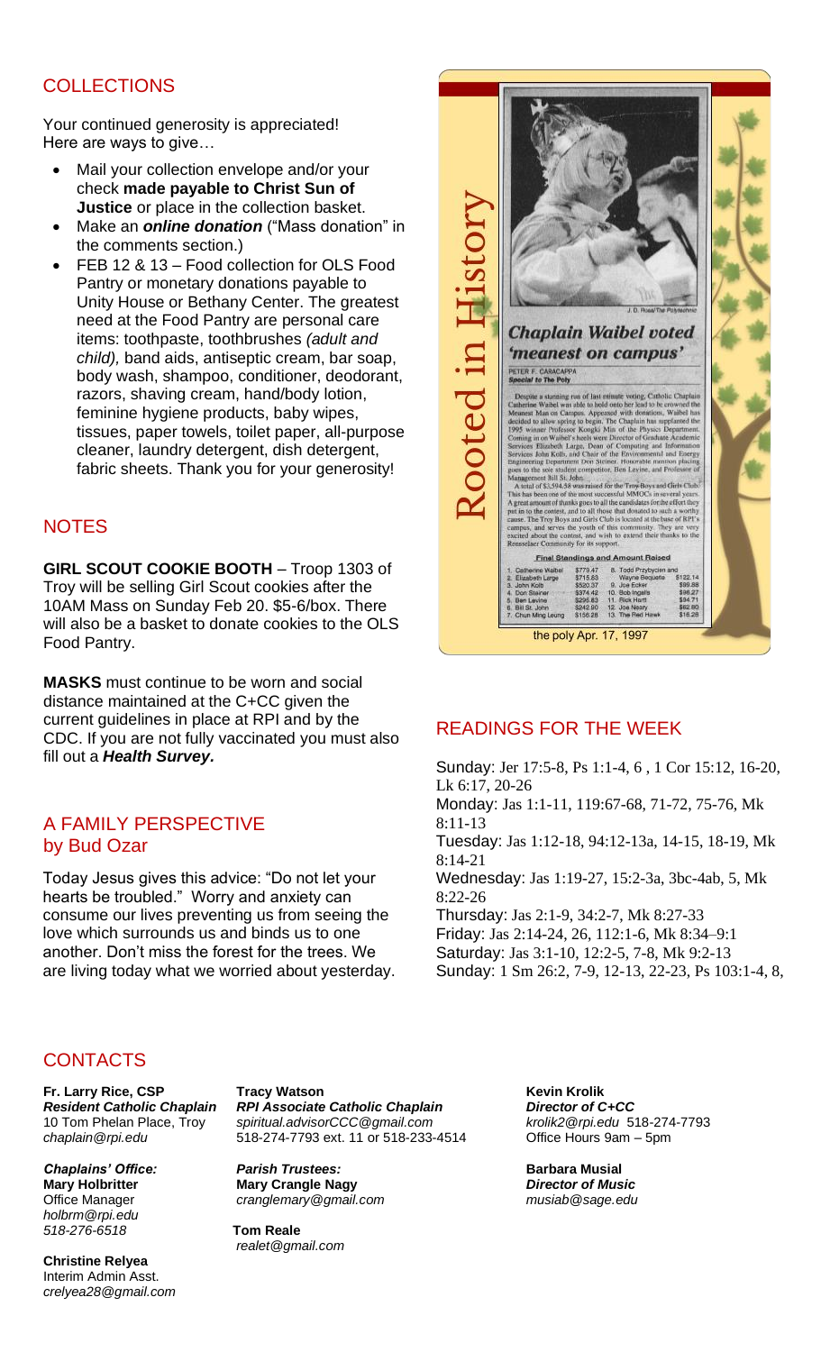## COLLECTIONS

Your continued generosity is appreciated!
Here are ways to give…

- Mail your collection envelope and/or your check **made payable to Christ Sun of Justice** or place in the collection basket.
- Make an ***online donation*** ("Mass donation" in the comments section.)
- FEB 12 & 13 – Food collection for OLS Food Pantry or monetary donations payable to Unity House or Bethany Center. The greatest need at the Food Pantry are personal care items: toothpaste, toothbrushes *(adult and child),* band aids, antiseptic cream, bar soap, body wash, shampoo, conditioner, deodorant, razors, shaving cream, hand/body lotion, feminine hygiene products, baby wipes, tissues, paper towels, toilet paper, all-purpose cleaner, laundry detergent, dish detergent, fabric sheets. Thank you for your generosity!

## NOTES

**GIRL SCOUT COOKIE BOOTH** – Troop 1303 of Troy will be selling Girl Scout cookies after the 10AM Mass on Sunday Feb 20. $5-6/box. There will also be a basket to donate cookies to the OLS Food Pantry.

**MASKS** must continue to be worn and social distance maintained at the C+CC given the current guidelines in place at RPI and by the CDC. If you are not fully vaccinated you must also fill out a ***Health Survey.***

## A FAMILY PERSPECTIVE by Bud Ozar

Today Jesus gives this advice: "Do not let your hearts be troubled." Worry and anxiety can consume our lives preventing us from seeing the love which surrounds us and binds us to one another. Don't miss the forest for the trees. We are living today what we worried about yesterday.

## Rooted in History

J. D. Rosa/The Polytechnic

### Chaplain Waibel voted 'meanest on campus'

PETER F. CARACAPPA
Special to The Poly

Despite a stunning run of last minute voting, Catholic Chaplain Catherine Waibel was able to hold onto her lead to be crowned the Meanest Man on Campus. Appeased with donations, Waibel has decided to allow spring to begin. The Chaplain has supplanted the 1995 winner Professor Kongki Min of the Physics Department. Coming in on Waibel's heels were Director of Graduate Academic Services Elizabeth Large, Dean of Computing and Information Services John Kolb, and Chair of the Environmental and Energy Engineering Department Don Steiner. Honorable mention placing goes to the sole student competitor, Ben Levine, and Professor of Management Bill St. John.

A total of $3,594.58 was raised for the Troy Boys and Girls Club. This has been one of the most successful MMOCs in several years. A great amount of thanks goes to all the candidates for the effort they put in to the contest, and to all those that donated to such a worthy cause. The Troy Boys and Girls Club is located at the base of RPI's campus, and serves the youth of this community. They are very excited about the contest, and wish to extend their thanks to the Rensselaer Community for its support.

**Final Standings and Amount Raised**

| | | | | | |
|---|---|---|---|---|---|
| 1. | Catherine Waibel | $779.47 | 8. | Todd Przybycien and Wayne Bequette | $122.14 |
| 2. | Elizabeth Large | $715.63 | 9. | Joe Ecker | $99.88 |
| 3. | John Kolb | $520.37 | 10. | Bob Ingalls | $96.27 |
| 4. | Don Steiner | $374.42 | 11. | Rick Hartt | $94.71 |
| 5. | Ben Levine | $295.83 | 12. | Joe Neary | $62.80 |
| 6. | Bill St. John | $242.90 | 13. | The Red Hawk | $16.28 |
| 7. | Chun Ming Leung | $156.28 | | | |

the poly Apr. 17, 1997

## READINGS FOR THE WEEK

Sunday: Jer 17:5-8, Ps 1:1-4, 6 , 1 Cor 15:12, 16-20, Lk 6:17, 20-26
Monday: Jas 1:1-11, 119:67-68, 71-72, 75-76, Mk 8:11-13
Tuesday: Jas 1:12-18, 94:12-13a, 14-15, 18-19, Mk 8:14-21
Wednesday: Jas 1:19-27, 15:2-3a, 3bc-4ab, 5, Mk 8:22-26
Thursday: Jas 2:1-9, 34:2-7, Mk 8:27-33
Friday: Jas 2:14-24, 26, 112:1-6, Mk 8:34–9:1
Saturday: Jas 3:1-10, 12:2-5, 7-8, Mk 9:2-13
Sunday: 1 Sm 26:2, 7-9, 12-13, 22-23, Ps 103:1-4, 8,

## CONTACTS

**Fr. Larry Rice, CSP**
***Resident Catholic Chaplain***
10 Tom Phelan Place, Troy
*chaplain@rpi.edu*

***Chaplains' Office:***
**Mary Holbritter**
Office Manager
*holbrm@rpi.edu*
*518-276-6518*

**Christine Relyea**
Interim Admin Asst.
*crelyea28@gmail.com*

**Tracy Watson**
***RPI Associate Catholic Chaplain***
*spiritual.advisorCCC@gmail.com*
518-274-7793 ext. 11 or 518-233-4514

***Parish Trustees:***
**Mary Crangle Nagy**
*cranglemary@gmail.com*

**Tom Reale**
*realet@gmail.com*

**Kevin Krolik**
***Director of C+CC***
*krolik2@rpi.edu* 518-274-7793
Office Hours 9am – 5pm

**Barbara Musial**
***Director of Music***
*musiab@sage.edu*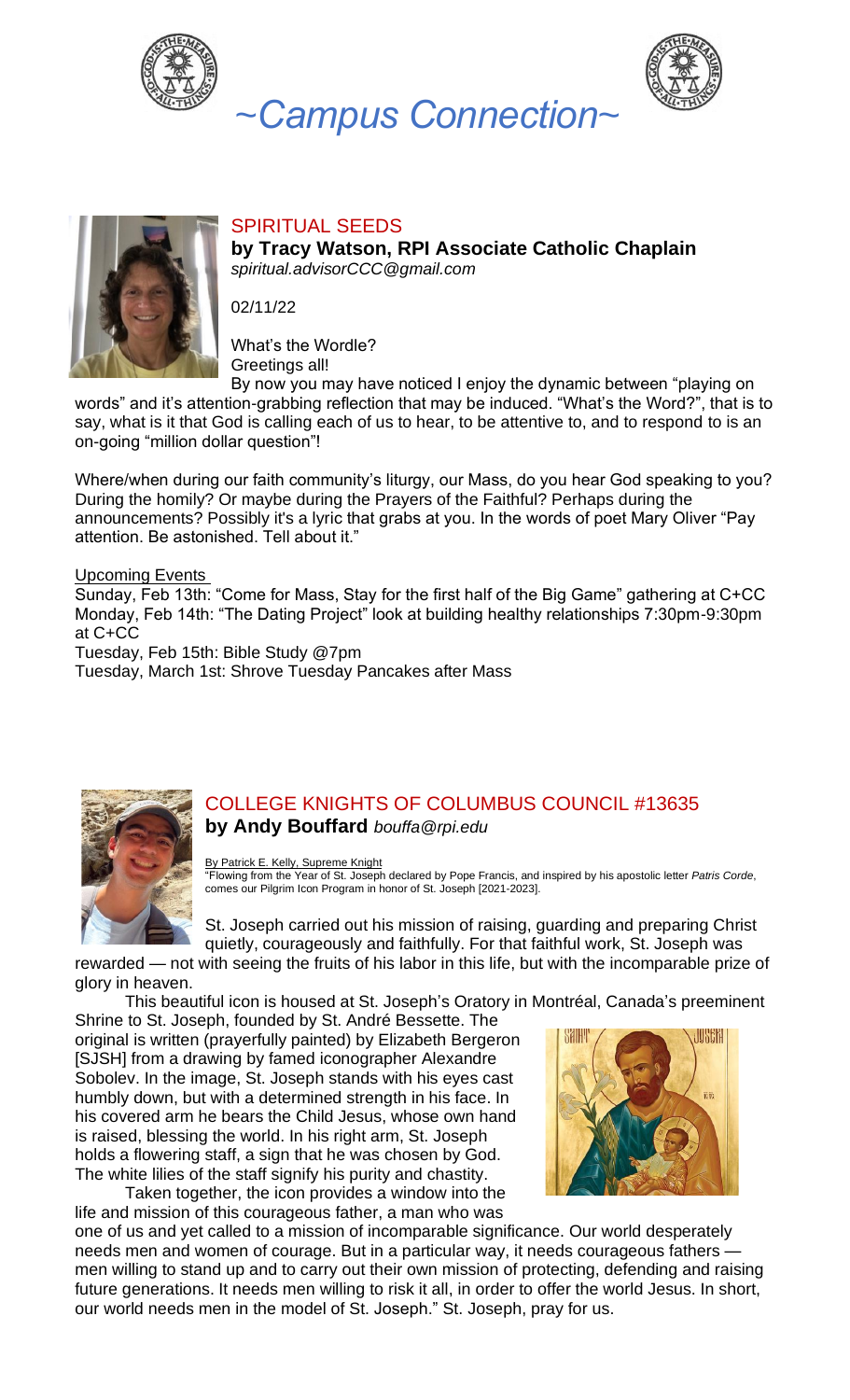# ~Campus Connection~

## SPIRITUAL SEEDS

**by Tracy Watson, RPI Associate Catholic Chaplain**
*spiritual.advisorCCC@gmail.com*

02/11/22

What's the Wordle?
Greetings all!

By now you may have noticed I enjoy the dynamic between "playing on words" and it's attention-grabbing reflection that may be induced. "What's the Word?", that is to say, what is it that God is calling each of us to hear, to be attentive to, and to respond to is an on-going "million dollar question"!

Where/when during our faith community's liturgy, our Mass, do you hear God speaking to you? During the homily? Or maybe during the Prayers of the Faithful? Perhaps during the announcements? Possibly it's a lyric that grabs at you. In the words of poet Mary Oliver "Pay attention. Be astonished. Tell about it."

<u>Upcoming Events</u>

Sunday, Feb 13th: "Come for Mass, Stay for the first half of the Big Game" gathering at C+CC
Monday, Feb 14th: "The Dating Project" look at building healthy relationships 7:30pm-9:30pm at C+CC
Tuesday, Feb 15th: Bible Study @7pm
Tuesday, March 1st: Shrove Tuesday Pancakes after Mass

## COLLEGE KNIGHTS OF COLUMBUS COUNCIL #13635

**by Andy Bouffard** *bouffa@rpi.edu*

<u>By Patrick E. Kelly, Supreme Knight</u>
"Flowing from the Year of St. Joseph declared by Pope Francis, and inspired by his apostolic letter *Patris Corde*, comes our Pilgrim Icon Program in honor of St. Joseph [2021-2023].

St. Joseph carried out his mission of raising, guarding and preparing Christ quietly, courageously and faithfully. For that faithful work, St. Joseph was rewarded — not with seeing the fruits of his labor in this life, but with the incomparable prize of glory in heaven.

This beautiful icon is housed at St. Joseph's Oratory in Montréal, Canada's preeminent Shrine to St. Joseph, founded by St. André Bessette. The original is written (prayerfully painted) by Elizabeth Bergeron [SJSH] from a drawing by famed iconographer Alexandre Sobolev. In the image, St. Joseph stands with his eyes cast humbly down, but with a determined strength in his face. In his covered arm he bears the Child Jesus, whose own hand is raised, blessing the world. In his right arm, St. Joseph holds a flowering staff, a sign that he was chosen by God. The white lilies of the staff signify his purity and chastity.

Taken together, the icon provides a window into the life and mission of this courageous father, a man who was one of us and yet called to a mission of incomparable significance. Our world desperately needs men and women of courage. But in a particular way, it needs courageous fathers — men willing to stand up and to carry out their own mission of protecting, defending and raising future generations. It needs men willing to risk it all, in order to offer the world Jesus. In short, our world needs men in the model of St. Joseph." St. Joseph, pray for us.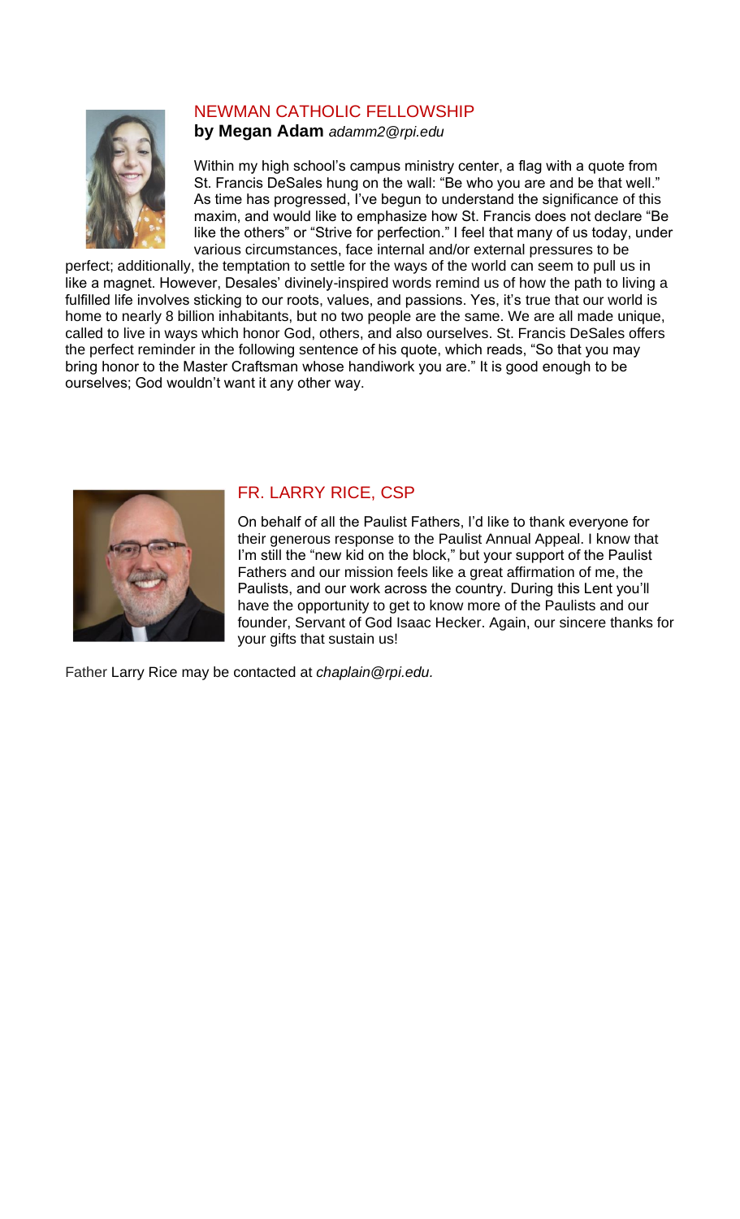## NEWMAN CATHOLIC FELLOWSHIP

**by Megan Adam** *adamm2@rpi.edu*

Within my high school's campus ministry center, a flag with a quote from St. Francis DeSales hung on the wall: "Be who you are and be that well." As time has progressed, I've begun to understand the significance of this maxim, and would like to emphasize how St. Francis does not declare "Be like the others" or "Strive for perfection." I feel that many of us today, under various circumstances, face internal and/or external pressures to be perfect; additionally, the temptation to settle for the ways of the world can seem to pull us in like a magnet. However, Desales' divinely-inspired words remind us of how the path to living a fulfilled life involves sticking to our roots, values, and passions. Yes, it's true that our world is home to nearly 8 billion inhabitants, but no two people are the same. We are all made unique, called to live in ways which honor God, others, and also ourselves. St. Francis DeSales offers the perfect reminder in the following sentence of his quote, which reads, "So that you may bring honor to the Master Craftsman whose handiwork you are." It is good enough to be ourselves; God wouldn't want it any other way.

## FR. LARRY RICE, CSP

On behalf of all the Paulist Fathers, I'd like to thank everyone for their generous response to the Paulist Annual Appeal. I know that I'm still the "new kid on the block," but your support of the Paulist Fathers and our mission feels like a great affirmation of me, the Paulists, and our work across the country. During this Lent you'll have the opportunity to get to know more of the Paulists and our founder, Servant of God Isaac Hecker. Again, our sincere thanks for your gifts that sustain us!

Father Larry Rice may be contacted at *chaplain@rpi.edu.*